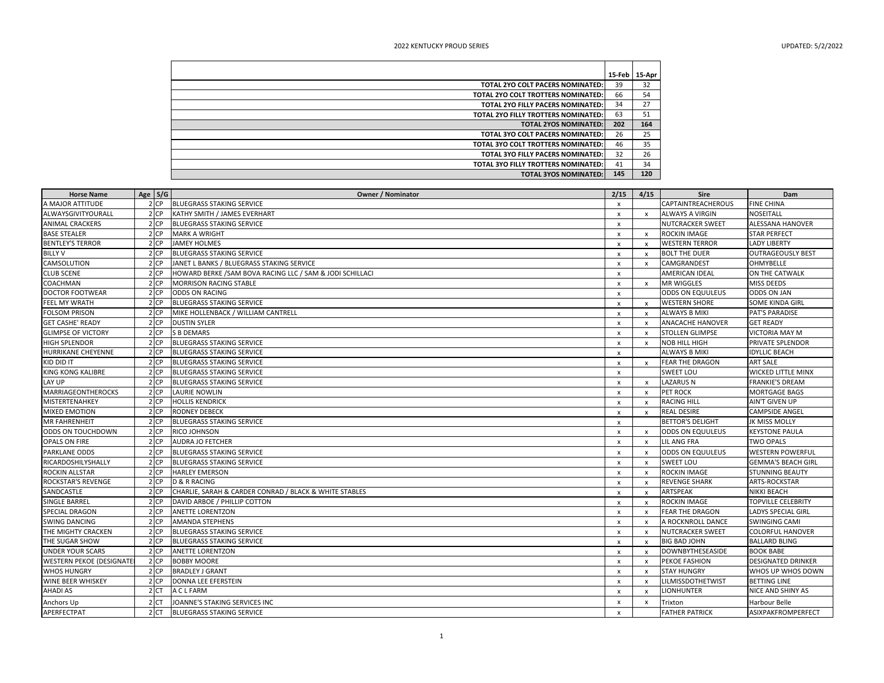2022 KENTUCKY PROUD SERIES

UPDATED: 5/2/2022

| | 15-Feb | 15-Apr |
|---|---|---|
| TOTAL 2YO COLT PACERS NOMINATED: | 39 | 32 |
| TOTAL 2YO COLT TROTTERS NOMINATED: | 66 | 54 |
| TOTAL 2YO FILLY PACERS NOMINATED: | 34 | 27 |
| TOTAL 2YO FILLY TROTTERS NOMINATED: | 63 | 51 |
| **TOTAL 2YOS NOMINATED:** | **202** | **164** |
| TOTAL 3YO COLT PACERS NOMINATED: | 26 | 25 |
| TOTAL 3YO COLT TROTTERS NOMINATED: | 46 | 35 |
| TOTAL 3YO FILLY PACERS NOMINATED: | 32 | 26 |
| TOTAL 3YO FILLY TROTTERS NOMINATED: | 41 | 34 |
| **TOTAL 3YOS NOMINATED:** | **145** | **120** |

| Horse Name | Age | S/G | Owner / Nominator | 2/15 | 4/15 | Sire | Dam |
|---|---|---|---|---|---|---|---|
| A MAJOR ATTITUDE | 2 | CP | BLUEGRASS STAKING SERVICE | x | | CAPTAINTREACHEROUS | FINE CHINA |
| ALWAYSGIVITYOURALL | 2 | CP | KATHY SMITH / JAMES EVERHART | x | x | ALWAYS A VIRGIN | NOSEITALL |
| ANIMAL CRACKERS | 2 | CP | BLUEGRASS STAKING SERVICE | x | | NUTCRACKER SWEET | ALESSANA HANOVER |
| BASE STEALER | 2 | CP | MARK A WRIGHT | x | x | ROCKIN IMAGE | STAR PERFECT |
| BENTLEY'S TERROR | 2 | CP | JAMEY HOLMES | x | x | WESTERN TERROR | LADY LIBERTY |
| BILLY V | 2 | CP | BLUEGRASS STAKING SERVICE | x | x | BOLT THE DUER | OUTRAGEOUSLY BEST |
| CAMSOLUTION | 2 | CP | JANET L BANKS / BLUEGRASS STAKING SERVICE | x | x | CAMGRANDEST | OHMYBELLE |
| CLUB SCENE | 2 | CP | HOWARD BERKE /SAM BOVA RACING LLC / SAM & JODI SCHILLACI | x | | AMERICAN IDEAL | ON THE CATWALK |
| COACHMAN | 2 | CP | MORRISON RACING STABLE | x | x | MR WIGGLES | MISS DEEDS |
| DOCTOR FOOTWEAR | 2 | CP | ODDS ON RACING | x | | ODDS ON EQUULEUS | ODDS ON JAN |
| FEEL MY WRATH | 2 | CP | BLUEGRASS STAKING SERVICE | x | x | WESTERN SHORE | SOME KINDA GIRL |
| FOLSOM PRISON | 2 | CP | MIKE HOLLENBACK / WILLIAM CANTRELL | x | x | ALWAYS B MIKI | PAT'S PARADISE |
| GET CASHE' READY | 2 | CP | DUSTIN SYLER | x | x | ANACACHE HANOVER | GET READY |
| GLIMPSE OF VICTORY | 2 | CP | S B DEMARS | x | x | STOLLEN GLIMPSE | VICTORIA MAY M |
| HIGH SPLENDOR | 2 | CP | BLUEGRASS STAKING SERVICE | x | x | NOB HILL HIGH | PRIVATE SPLENDOR |
| HURRIKANE CHEYENNE | 2 | CP | BLUEGRASS STAKING SERVICE | x | | ALWAYS B MIKI | IDYLLIC BEACH |
| KID DID IT | 2 | CP | BLUEGRASS STAKING SERVICE | x | x | FEAR THE DRAGON | ART SALE |
| KING KONG KALIBRE | 2 | CP | BLUEGRASS STAKING SERVICE | x | | SWEET LOU | WICKED LITTLE MINX |
| LAY UP | 2 | CP | BLUEGRASS STAKING SERVICE | x | x | LAZARUS N | FRANKIE'S DREAM |
| MARRIAGEONTHEROCKS | 2 | CP | LAURIE NOWLIN | x | x | PET ROCK | MORTGAGE BAGS |
| MISTERTENAHKEY | 2 | CP | HOLLIS KENDRICK | x | x | RACING HILL | AIN'T GIVEN UP |
| MIXED EMOTION | 2 | CP | RODNEY DEBECK | x | x | REAL DESIRE | CAMPSIDE ANGEL |
| MR FAHRENHEIT | 2 | CP | BLUEGRASS STAKING SERVICE | x | | BETTOR'S DELIGHT | JK MISS MOLLY |
| ODDS ON TOUCHDOWN | 2 | CP | RICO JOHNSON | x | x | ODDS ON EQUULEUS | KEYSTONE PAULA |
| OPALS ON FIRE | 2 | CP | AUDRA JO FETCHER | x | x | LIL ANG FRA | TWO OPALS |
| PARKLANE ODDS | 2 | CP | BLUEGRASS STAKING SERVICE | x | x | ODDS ON EQUULEUS | WESTERN POWERFUL |
| RICARDOSHILYSHALLY | 2 | CP | BLUEGRASS STAKING SERVICE | x | x | SWEET LOU | GEMMA'S BEACH GIRL |
| ROCKIN ALLSTAR | 2 | CP | HARLEY EMERSON | x | x | ROCKIN IMAGE | STUNNING BEAUTY |
| ROCKSTAR'S REVENGE | 2 | CP | D & R RACING | x | x | REVENGE SHARK | ARTS-ROCKSTAR |
| SANDCASTLE | 2 | CP | CHARLIE, SARAH & CARDER CONRAD / BLACK & WHITE STABLES | x | x | ARTSPEAK | NIKKI BEACH |
| SINGLE BARREL | 2 | CP | DAVID ARBOE / PHILLIP COTTON | x | x | ROCKIN IMAGE | TOPVILLE CELEBRITY |
| SPECIAL DRAGON | 2 | CP | ANETTE LORENTZON | x | x | FEAR THE DRAGON | LADYS SPECIAL GIRL |
| SWING DANCING | 2 | CP | AMANDA STEPHENS | x | x | A ROCKNROLL DANCE | SWINGING CAMI |
| THE MIGHTY CRACKEN | 2 | CP | BLUEGRASS STAKING SERVICE | x | x | NUTCRACKER SWEET | COLORFUL HANOVER |
| THE SUGAR SHOW | 2 | CP | BLUEGRASS STAKING SERVICE | x | x | BIG BAD JOHN | BALLARD BLING |
| UNDER YOUR SCARS | 2 | CP | ANETTE LORENTZON | x | x | DOWNBYTHESEASIDE | BOOK BABE |
| WESTERN PEKOE (DESIGNATE | 2 | CP | BOBBY MOORE | x | x | PEKOE FASHION | DESIGNATED DRINKER |
| WHOS HUNGRY | 2 | CP | BRADLEY J GRANT | x | x | STAY HUNGRY | WHOS UP WHOS DOWN |
| WINE BEER WHISKEY | 2 | CP | DONNA LEE EFERSTEIN | x | x | LILMISSDOTHETWIST | BETTING LINE |
| AHADI AS | 2 | CT | A C L FARM | x | x | LIONHUNTER | NICE AND SHINY AS |
| Anchors Up | 2 | CT | JOANNE'S STAKING SERVICES INC | x | x | Trixton | Harbour Belle |
| APERFECTPAT | 2 | CT | BLUEGRASS STAKING SERVICE | x | | FATHER PATRICK | ASIXPAKFROMPERFECT |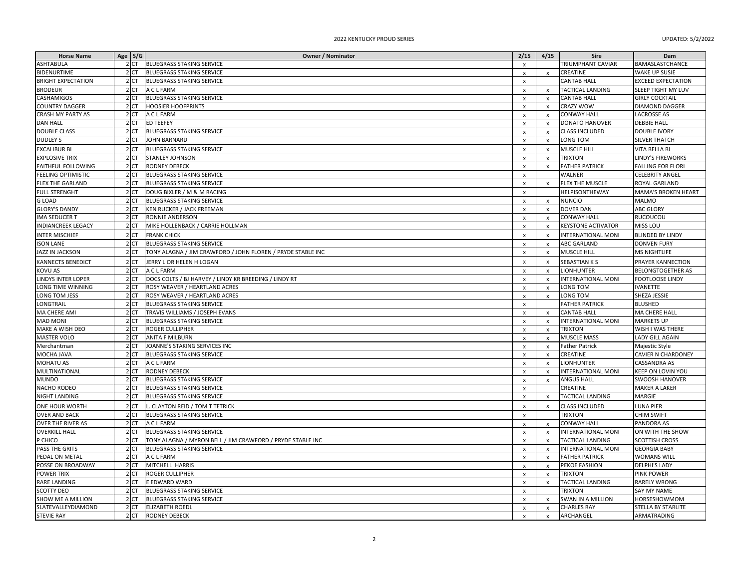| Horse Name | Age | S/G | Owner / Nominator | 2/15 | 4/15 | Sire | Dam |
|---|---|---|---|---|---|---|---|
| ASHTABULA | 2 | CT | BLUEGRASS STAKING SERVICE | x | | TRIUMPHANT CAVIAR | BAMASLASTCHANCE |
| BIDENURTIME | 2 | CT | BLUEGRASS STAKING SERVICE | x | x | CREATINE | WAKE UP SUSIE |
| BRIGHT EXPECTATION | 2 | CT | BLUEGRASS STAKING SERVICE | x | | CANTAB HALL | EXCEED EXPECTATION |
| BRODEUR | 2 | CT | A C L FARM | x | x | TACTICAL LANDING | SLEEP TIGHT MY LUV |
| CASHAMIGOS | 2 | CT | BLUEGRASS STAKING SERVICE | x | x | CANTAB HALL | GIRLY COCKTAIL |
| COUNTRY DAGGER | 2 | CT | HOOSIER HOOFPRINTS | x | x | CRAZY WOW | DIAMOND DAGGER |
| CRASH MY PARTY AS | 2 | CT | A C L FARM | x | x | CONWAY HALL | LACROSSE AS |
| DAN HALL | 2 | CT | ED TEEFEY | x | x | DONATO HANOVER | DEBBIE HALL |
| DOUBLE CLASS | 2 | CT | BLUEGRASS STAKING SERVICE | x | x | CLASS INCLUDED | DOUBLE IVORY |
| DUDLEY S | 2 | CT | JOHN BARNARD | x | x | LONG TOM | SILVER THATCH |
| EXCALIBUR BI | 2 | CT | BLUEGRASS STAKING SERVICE | x | x | MUSCLE HILL | VITA BELLA BI |
| EXPLOSIVE TRIX | 2 | CT | STANLEY JOHNSON | x | x | TRIXTON | LINDY'S FIREWORKS |
| FAITHFUL FOLLOWING | 2 | CT | RODNEY DEBECK | x | x | FATHER PATRICK | FALLING FOR FLORI |
| FEELING OPTIMISTIC | 2 | CT | BLUEGRASS STAKING SERVICE | x | | WALNER | CELEBRITY ANGEL |
| FLEX THE GARLAND | 2 | CT | BLUEGRASS STAKING SERVICE | x | x | FLEX THE MUSCLE | ROYAL GARLAND |
| FULL STRENGHT | 2 | CT | DOUG BIXLER / M & M RACING | x | | HELPISONTHEWAY | MAMA'S BROKEN HEART |
| G LOAD | 2 | CT | BLUEGRASS STAKING SERVICE | x | x | NUNCIO | MALMO |
| GLORY'S DANDY | 2 | CT | KEN RUCKER / JACK FREEMAN | x | x | DOVER DAN | ABC GLORY |
| IMA SEDUCER T | 2 | CT | RONNIE ANDERSON | x | x | CONWAY HALL | RUCOUCOU |
| INDIANCREEK LEGACY | 2 | CT | MIKE HOLLENBACK / CARRIE HOLLMAN | x | x | KEYSTONE ACTIVATOR | MISS LOU |
| INTER MISCHIEF | 2 | CT | FRANK CHICK | x | x | INTERNATIONAL MONI | BLINDED BY LINDY |
| ISON LANE | 2 | CT | BLUEGRASS STAKING SERVICE | x | x | ABC GARLAND | DONVEN FURY |
| JAZZ IN JACKSON | 2 | CT | TONY ALAGNA / JIM CRAWFORD / JOHN FLOREN / PRYDE STABLE INC | x | x | MUSCLE HILL | MS NIGHTLIFE |
| KANNECTS BENEDICT | 2 | CT | JERRY L OR HELEN H LOGAN | x | x | SEBASTIAN K S | PRAYER KANNECTION |
| KOVU AS | 2 | CT | A C L FARM | x | x | LIONHUNTER | BELONGTOGETHER AS |
| LINDYS INTER LOPER | 2 | CT | DOCS COLTS / BJ HARVEY / LINDY KR BREEDING / LINDY RT | x | x | INTERNATIONAL MONI | FOOTLOOSE LINDY |
| LONG TIME WINNING | 2 | CT | ROSY WEAVER / HEARTLAND ACRES | x | x | LONG TOM | IVANETTE |
| LONG TOM JESS | 2 | CT | ROSY WEAVER / HEARTLAND ACRES | x | x | LONG TOM | SHEZA JESSIE |
| LONGTRAIL | 2 | CT | BLUEGRASS STAKING SERVICE | x | | FATHER PATRICK | BLUSHED |
| MA CHERE AMI | 2 | CT | TRAVIS WILLIAMS / JOSEPH EVANS | x | x | CANTAB HALL | MA CHERE HALL |
| MAD MONI | 2 | CT | BLUEGRASS STAKING SERVICE | x | x | INTERNATIONAL MONI | MARKETS UP |
| MAKE A WISH DEO | 2 | CT | ROGER CULLIPHER | x | x | TRIXTON | WISH I WAS THERE |
| MASTER VOLO | 2 | CT | ANITA F MILBURN | x | x | MUSCLE MASS | LADY GILL AGAIN |
| Merchantman | 2 | CT | JOANNE'S STAKING SERVICES INC | x | x | Father Patrick | Majestic Style |
| MOCHA JAVA | 2 | CT | BLUEGRASS STAKING SERVICE | x | x | CREATINE | CAVIER N CHARDONEY |
| MOHATU AS | 2 | CT | A C L FARM | x | x | LIONHUNTER | CASSANDRA AS |
| MULTINATIONAL | 2 | CT | RODNEY DEBECK | x | x | INTERNATIONAL MONI | KEEP ON LOVIN YOU |
| MUNDO | 2 | CT | BLUEGRASS STAKING SERVICE | x | x | ANGUS HALL | SWOOSH HANOVER |
| NACHO RODEO | 2 | CT | BLUEGRASS STAKING SERVICE | x | | CREATINE | MAKER A LAKER |
| NIGHT LANDING | 2 | CT | BLUEGRASS STAKING SERVICE | x | x | TACTICAL LANDING | MARGIE |
| ONE HOUR WORTH | 2 | CT | L. CLAYTON REID / TOM T TETRICK | x | x | CLASS INCLUDED | LUNA PIER |
| OVER AND BACK | 2 | CT | BLUEGRASS STAKING SERVICE | x | | TRIXTON | CHIM SWIFT |
| OVER THE RIVER AS | 2 | CT | A C L FARM | x | x | CONWAY HALL | PANDORA AS |
| OVERKILL HALL | 2 | CT | BLUEGRASS STAKING SERVICE | x | x | INTERNATIONAL MONI | ON WITH THE SHOW |
| P CHICO | 2 | CT | TONY ALAGNA / MYRON BELL / JIM CRAWFORD / PRYDE STABLE INC | x | x | TACTICAL LANDING | SCOTTISH CROSS |
| PASS THE GRITS | 2 | CT | BLUEGRASS STAKING SERVICE | x | x | INTERNATIONAL MONI | GEORGIA BABY |
| PEDAL ON METAL | 2 | CT | A C L FARM | x | x | FATHER PATRICK | WOMANS WILL |
| POSSE ON BROADWAY | 2 | CT | MITCHELL HARRIS | x | x | PEKOE FASHION | DELPHI'S LADY |
| POWER TRIX | 2 | CT | ROGER CULLIPHER | x | x | TRIXTON | PINK POWER |
| RARE LANDING | 2 | CT | E EDWARD WARD | x | x | TACTICAL LANDING | RARELY WRONG |
| SCOTTY DEO | 2 | CT | BLUEGRASS STAKING SERVICE | x | | TRIXTON | SAY MY NAME |
| SHOW ME A MILLION | 2 | CT | BLUEGRASS STAKING SERVICE | x | x | SWAN IN A MILLION | HORSESHOWMOM |
| SLATEVALLEYDIAMOND | 2 | CT | ELIZABETH ROEDL | x | x | CHARLES RAY | STELLA BY STARLITE |
| STEVIE RAY | 2 | CT | RODNEY DEBECK | x | x | ARCHANGEL | ARMATRADING |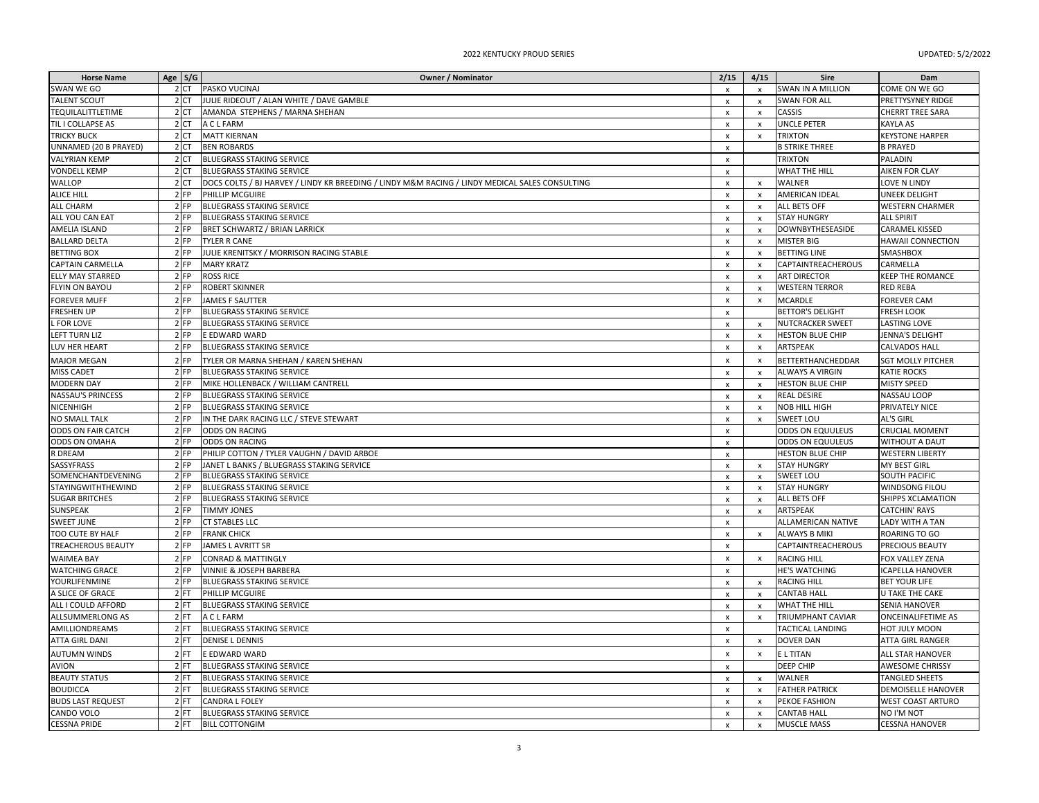| Horse Name | Age | S/G | Owner / Nominator | 2/15 | 4/15 | Sire | Dam |
|---|---|---|---|---|---|---|---|
| SWAN WE GO | 2 | CT | PASKO VUCINAJ | x | x | SWAN IN A MILLION | COME ON WE GO |
| TALENT SCOUT | 2 | CT | JULIE RIDEOUT / ALAN WHITE / DAVE GAMBLE | x | x | SWAN FOR ALL | PRETTYSYNEY RIDGE |
| TEQUILALITTLETIME | 2 | CT | AMANDA STEPHENS / MARNA SHEHAN | x | x | CASSIS | CHERRT TREE SARA |
| TIL I COLLAPSE AS | 2 | CT | A C L FARM | x | x | UNCLE PETER | KAYLA AS |
| TRICKY BUCK | 2 | CT | MATT KIERNAN | x | x | TRIXTON | KEYSTONE HARPER |
| UNNAMED (20 B PRAYED) | 2 | CT | BEN ROBARDS | x | | B STRIKE THREE | B PRAYED |
| VALYRIAN KEMP | 2 | CT | BLUEGRASS STAKING SERVICE | x | | TRIXTON | PALADIN |
| VONDELL KEMP | 2 | CT | BLUEGRASS STAKING SERVICE | x | | WHAT THE HILL | AIKEN FOR CLAY |
| WALLOP | 2 | CT | DOCS COLTS / BJ HARVEY / LINDY KR BREEDING / LINDY M&M RACING / LINDY MEDICAL SALES CONSULTING | x | x | WALNER | LOVE N LINDY |
| ALICE HILL | 2 | FP | PHILLIP MCGUIRE | x | x | AMERICAN IDEAL | UNEEK DELIGHT |
| ALL CHARM | 2 | FP | BLUEGRASS STAKING SERVICE | x | x | ALL BETS OFF | WESTERN CHARMER |
| ALL YOU CAN EAT | 2 | FP | BLUEGRASS STAKING SERVICE | x | x | STAY HUNGRY | ALL SPIRIT |
| AMELIA ISLAND | 2 | FP | BRET SCHWARTZ / BRIAN LARRICK | x | x | DOWNBYTHESEASIDE | CARAMEL KISSED |
| BALLARD DELTA | 2 | FP | TYLER R CANE | x | x | MISTER BIG | HAWAII CONNECTION |
| BETTING BOX | 2 | FP | JULIE KRENITSKY / MORRISON RACING STABLE | x | x | BETTING LINE | SMASHBOX |
| CAPTAIN CARMELLA | 2 | FP | MARY KRATZ | x | x | CAPTAINTREACHEROUS | CARMELLA |
| ELLY MAY STARRED | 2 | FP | ROSS RICE | x | x | ART DIRECTOR | KEEP THE ROMANCE |
| FLYIN ON BAYOU | 2 | FP | ROBERT SKINNER | x | x | WESTERN TERROR | RED REBA |
| FOREVER MUFF | 2 | FP | JAMES F SAUTTER | x | x | MCARDLE | FOREVER CAM |
| FRESHEN UP | 2 | FP | BLUEGRASS STAKING SERVICE | x | | BETTOR'S DELIGHT | FRESH LOOK |
| L FOR LOVE | 2 | FP | BLUEGRASS STAKING SERVICE | x | x | NUTCRACKER SWEET | LASTING LOVE |
| LEFT TURN LIZ | 2 | FP | E EDWARD WARD | x | x | HESTON BLUE CHIP | JENNA'S DELIGHT |
| LUV HER HEART | 2 | FP | BLUEGRASS STAKING SERVICE | x | x | ARTSPEAK | CALVADOS HALL |
| MAJOR MEGAN | 2 | FP | TYLER OR MARNA SHEHAN / KAREN SHEHAN | x | x | BETTERTHANCHEDDAR | SGT MOLLY PITCHER |
| MISS CADET | 2 | FP | BLUEGRASS STAKING SERVICE | x | x | ALWAYS A VIRGIN | KATIE ROCKS |
| MODERN DAY | 2 | FP | MIKE HOLLENBACK / WILLIAM CANTRELL | x | x | HESTON BLUE CHIP | MISTY SPEED |
| NASSAU'S PRINCESS | 2 | FP | BLUEGRASS STAKING SERVICE | x | x | REAL DESIRE | NASSAU LOOP |
| NICENHIGH | 2 | FP | BLUEGRASS STAKING SERVICE | x | x | NOB HILL HIGH | PRIVATELY NICE |
| NO SMALL TALK | 2 | FP | IN THE DARK RACING LLC / STEVE STEWART | x | x | SWEET LOU | AL'S GIRL |
| ODDS ON FAIR CATCH | 2 | FP | ODDS ON RACING | x | | ODDS ON EQUULEUS | CRUCIAL MOMENT |
| ODDS ON OMAHA | 2 | FP | ODDS ON RACING | x | | ODDS ON EQUULEUS | WITHOUT A DAUT |
| R DREAM | 2 | FP | PHILIP COTTON / TYLER VAUGHN / DAVID ARBOE | x | | HESTON BLUE CHIP | WESTERN LIBERTY |
| SASSYFRASS | 2 | FP | JANET L BANKS / BLUEGRASS STAKING SERVICE | x | x | STAY HUNGRY | MY BEST GIRL |
| SOMENCHANTDEVENING | 2 | FP | BLUEGRASS STAKING SERVICE | x | x | SWEET LOU | SOUTH PACIFIC |
| STAYINGWITHTHEWIND | 2 | FP | BLUEGRASS STAKING SERVICE | x | x | STAY HUNGRY | WINDSONG FILOU |
| SUGAR BRITCHES | 2 | FP | BLUEGRASS STAKING SERVICE | x | x | ALL BETS OFF | SHIPPS XCLAMATION |
| SUNSPEAK | 2 | FP | TIMMY JONES | x | x | ARTSPEAK | CATCHIN' RAYS |
| SWEET JUNE | 2 | FP | CT STABLES LLC | x | | ALLAMERICAN NATIVE | LADY WITH A TAN |
| TOO CUTE BY HALF | 2 | FP | FRANK CHICK | x | x | ALWAYS B MIKI | ROARING TO GO |
| TREACHEROUS BEAUTY | 2 | FP | JAMES L AVRITT SR | x | | CAPTAINTREACHEROUS | PRECIOUS BEAUTY |
| WAIMEA BAY | 2 | FP | CONRAD & MATTINGLY | x | x | RACING HILL | FOX VALLEY ZENA |
| WATCHING GRACE | 2 | FP | VINNIE & JOSEPH BARBERA | x | | HE'S WATCHING | ICAPELLA HANOVER |
| YOURLIFENMINE | 2 | FP | BLUEGRASS STAKING SERVICE | x | x | RACING HILL | BET YOUR LIFE |
| A SLICE OF GRACE | 2 | FT | PHILLIP MCGUIRE | x | x | CANTAB HALL | U TAKE THE CAKE |
| ALL I COULD AFFORD | 2 | FT | BLUEGRASS STAKING SERVICE | x | x | WHAT THE HILL | SENIA HANOVER |
| ALLSUMMERLONG AS | 2 | FT | A C L FARM | x | x | TRIUMPHANT CAVIAR | ONCEINALIFETIME AS |
| AMILLIONDREAMS | 2 | FT | BLUEGRASS STAKING SERVICE | x | | TACTICAL LANDING | HOT JULY MOON |
| ATTA GIRL DANI | 2 | FT | DENISE L DENNIS | x | x | DOVER DAN | ATTA GIRL RANGER |
| AUTUMN WINDS | 2 | FT | E EDWARD WARD | x | x | E L TITAN | ALL STAR HANOVER |
| AVION | 2 | FT | BLUEGRASS STAKING SERVICE | x | | DEEP CHIP | AWESOME CHRISSY |
| BEAUTY STATUS | 2 | FT | BLUEGRASS STAKING SERVICE | x | x | WALNER | TANGLED SHEETS |
| BOUDICCA | 2 | FT | BLUEGRASS STAKING SERVICE | x | x | FATHER PATRICK | DEMOISELLE HANOVER |
| BUDS LAST REQUEST | 2 | FT | CANDRA L FOLEY | x | x | PEKOE FASHION | WEST COAST ARTURO |
| CANDO VOLO | 2 | FT | BLUEGRASS STAKING SERVICE | x | x | CANTAB HALL | NO I'M NOT |
| CESSNA PRIDE | 2 | FT | BILL COTTONGIM | x | x | MUSCLE MASS | CESSNA HANOVER |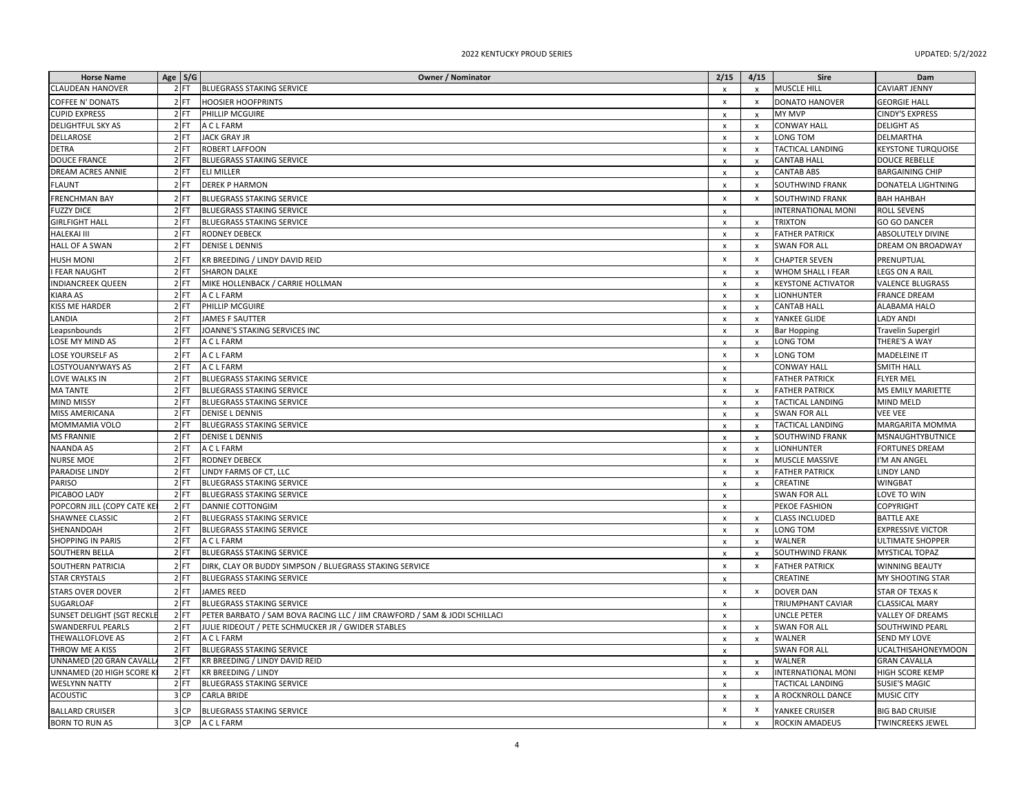| Horse Name | Age | S/G | Owner / Nominator | 2/15 | 4/15 | Sire | Dam |
|---|---|---|---|---|---|---|---|
| CLAUDEAN HANOVER | 2 | FT | BLUEGRASS STAKING SERVICE | x | x | MUSCLE HILL | CAVIART JENNY |
| COFFEE N' DONATS | 2 | FT | HOOSIER HOOFPRINTS | x | x | DONATO HANOVER | GEORGIE HALL |
| CUPID EXPRESS | 2 | FT | PHILLIP MCGUIRE | x | x | MY MVP | CINDY'S EXPRESS |
| DELIGHTFUL SKY AS | 2 | FT | A C L FARM | x | x | CONWAY HALL | DELIGHT AS |
| DELLAROSE | 2 | FT | JACK GRAY JR | x | x | LONG TOM | DELMARTHA |
| DETRA | 2 | FT | ROBERT LAFFOON | x | x | TACTICAL LANDING | KEYSTONE TURQUOISE |
| DOUCE FRANCE | 2 | FT | BLUEGRASS STAKING SERVICE | x | x | CANTAB HALL | DOUCE REBELLE |
| DREAM ACRES ANNIE | 2 | FT | ELI MILLER | x | x | CANTAB ABS | BARGAINING CHIP |
| FLAUNT | 2 | FT | DEREK P HARMON | x | x | SOUTHWIND FRANK | DONATELA LIGHTNING |
| FRENCHMAN BAY | 2 | FT | BLUEGRASS STAKING SERVICE | x | x | SOUTHWIND FRANK | BAH HAHBAH |
| FUZZY DICE | 2 | FT | BLUEGRASS STAKING SERVICE | x | | INTERNATIONAL MONI | ROLL SEVENS |
| GIRLFIGHT HALL | 2 | FT | BLUEGRASS STAKING SERVICE | x | x | TRIXTON | GO GO DANCER |
| HALEKAI III | 2 | FT | RODNEY DEBECK | x | x | FATHER PATRICK | ABSOLUTELY DIVINE |
| HALL OF A SWAN | 2 | FT | DENISE L DENNIS | x | x | SWAN FOR ALL | DREAM ON BROADWAY |
| HUSH MONI | 2 | FT | KR BREEDING / LINDY DAVID REID | x | x | CHAPTER SEVEN | PRENUPTUAL |
| I FEAR NAUGHT | 2 | FT | SHARON DALKE | x | x | WHOM SHALL I FEAR | LEGS ON A RAIL |
| INDIANCREEK QUEEN | 2 | FT | MIKE HOLLENBACK / CARRIE HOLLMAN | x | x | KEYSTONE ACTIVATOR | VALENCE BLUGRASS |
| KIARA AS | 2 | FT | A C L FARM | x | x | LIONHUNTER | FRANCE DREAM |
| KISS ME HARDER | 2 | FT | PHILLIP MCGUIRE | x | x | CANTAB HALL | ALABAMA HALO |
| LANDIA | 2 | FT | JAMES F SAUTTER | x | x | YANKEE GLIDE | LADY ANDI |
| Leapsnbounds | 2 | FT | JOANNE'S STAKING SERVICES INC | x | x | Bar Hopping | Travelin Supergirl |
| LOSE MY MIND AS | 2 | FT | A C L FARM | x | x | LONG TOM | THERE'S A WAY |
| LOSE YOURSELF AS | 2 | FT | A C L FARM | x | x | LONG TOM | MADELEINE IT |
| LOSTYOUANYWAYS AS | 2 | FT | A C L FARM | x | | CONWAY HALL | SMITH HALL |
| LOVE WALKS IN | 2 | FT | BLUEGRASS STAKING SERVICE | x | | FATHER PATRICK | FLYER MEL |
| MA TANTE | 2 | FT | BLUEGRASS STAKING SERVICE | x | x | FATHER PATRICK | MS EMILY MARIETTE |
| MIND MISSY | 2 | FT | BLUEGRASS STAKING SERVICE | x | x | TACTICAL LANDING | MIND MELD |
| MISS AMERICANA | 2 | FT | DENISE L DENNIS | x | x | SWAN FOR ALL | VEE VEE |
| MOMMAMIA VOLO | 2 | FT | BLUEGRASS STAKING SERVICE | x | x | TACTICAL LANDING | MARGARITA MOMMA |
| MS FRANNIE | 2 | FT | DENISE L DENNIS | x | x | SOUTHWIND FRANK | MSNAUGHTYBUTNICE |
| NAANDA AS | 2 | FT | A C L FARM | x | x | LIONHUNTER | FORTUNES DREAM |
| NURSE MOE | 2 | FT | RODNEY DEBECK | x | x | MUSCLE MASSIVE | I'M AN ANGEL |
| PARADISE LINDY | 2 | FT | LINDY FARMS OF CT, LLC | x | x | FATHER PATRICK | LINDY LAND |
| PARISO | 2 | FT | BLUEGRASS STAKING SERVICE | x | x | CREATINE | WINGBAT |
| PICABOO LADY | 2 | FT | BLUEGRASS STAKING SERVICE | x | | SWAN FOR ALL | LOVE TO WIN |
| POPCORN JILL (COPY CATE KE | 2 | FT | DANNIE COTTONGIM | x | | PEKOE FASHION | COPYRIGHT |
| SHAWNEE CLASSIC | 2 | FT | BLUEGRASS STAKING SERVICE | x | x | CLASS INCLUDED | BATTLE AXE |
| SHENANDOAH | 2 | FT | BLUEGRASS STAKING SERVICE | x | x | LONG TOM | EXPRESSIVE VICTOR |
| SHOPPING IN PARIS | 2 | FT | A C L FARM | x | x | WALNER | ULTIMATE SHOPPER |
| SOUTHERN BELLA | 2 | FT | BLUEGRASS STAKING SERVICE | x | x | SOUTHWIND FRANK | MYSTICAL TOPAZ |
| SOUTHERN PATRICIA | 2 | FT | DIRK, CLAY OR BUDDY SIMPSON / BLUEGRASS STAKING SERVICE | x | x | FATHER PATRICK | WINNING BEAUTY |
| STAR CRYSTALS | 2 | FT | BLUEGRASS STAKING SERVICE | x | | CREATINE | MY SHOOTING STAR |
| STARS OVER DOVER | 2 | FT | JAMES REED | x | x | DOVER DAN | STAR OF TEXAS K |
| SUGARLOAF | 2 | FT | BLUEGRASS STAKING SERVICE | x | | TRIUMPHANT CAVIAR | CLASSICAL MARY |
| SUNSET DELIGHT (SGT RECKLE | 2 | FT | PETER BARBATO / SAM BOVA RACING LLC / JIM CRAWFORD / SAM & JODI SCHILLACI | x | | UNCLE PETER | VALLEY OF DREAMS |
| SWANDERFUL PEARLS | 2 | FT | JULIE RIDEOUT / PETE SCHMUCKER JR / GWIDER STABLES | x | x | SWAN FOR ALL | SOUTHWIND PEARL |
| THEWALLOFLOVE AS | 2 | FT | A C L FARM | x | x | WALNER | SEND MY LOVE |
| THROW ME A KISS | 2 | FT | BLUEGRASS STAKING SERVICE | x | | SWAN FOR ALL | UCALTHISAHONEYMOON |
| UNNAMED (20 GRAN CAVALLA | 2 | FT | KR BREEDING / LINDY DAVID REID | x | x | WALNER | GRAN CAVALLA |
| UNNAMED (20 HIGH SCORE KI | 2 | FT | KR BREEDING / LINDY | x | x | INTERNATIONAL MONI | HIGH SCORE KEMP |
| WESLYNN NATTY | 2 | FT | BLUEGRASS STAKING SERVICE | x | | TACTICAL LANDING | SUSIE'S MAGIC |
| ACOUSTIC | 3 | CP | CARLA BRIDE | x | x | A ROCKNROLL DANCE | MUSIC CITY |
| BALLARD CRUISER | 3 | CP | BLUEGRASS STAKING SERVICE | x | x | YANKEE CRUISER | BIG BAD CRUISIE |
| BORN TO RUN AS | 3 | CP | A C L FARM | x | x | ROCKIN AMADEUS | TWINCREEKS JEWEL |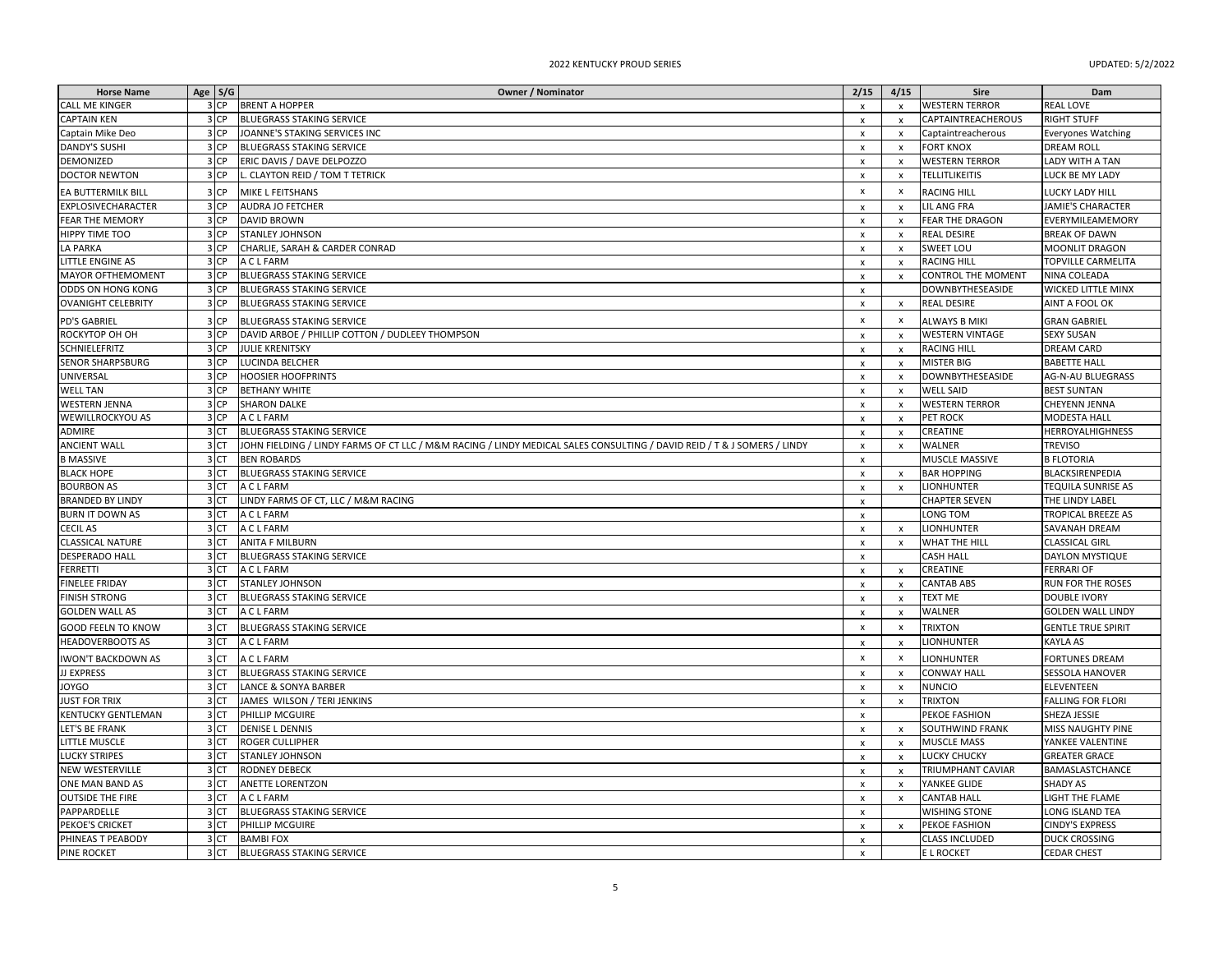| Horse Name | Age | S/G | Owner / Nominator | 2/15 | 4/15 | Sire | Dam |
|---|---|---|---|---|---|---|---|
| CALL ME KINGER | 3 | CP | BRENT A HOPPER | x | x | WESTERN TERROR | REAL LOVE |
| CAPTAIN KEN | 3 | CP | BLUEGRASS STAKING SERVICE | x | x | CAPTAINTREACHEROUS | RIGHT STUFF |
| Captain Mike Deo | 3 | CP | JOANNE'S STAKING SERVICES INC | x | x | Captaintreacherous | Everyones Watching |
| DANDY'S SUSHI | 3 | CP | BLUEGRASS STAKING SERVICE | x | x | FORT KNOX | DREAM ROLL |
| DEMONIZED | 3 | CP | ERIC DAVIS / DAVE DELPOZZO | x | x | WESTERN TERROR | LADY WITH A TAN |
| DOCTOR NEWTON | 3 | CP | L. CLAYTON REID / TOM T TETRICK | x | x | TELLITLIKEITIS | LUCK BE MY LADY |
| EA BUTTERMILK BILL | 3 | CP | MIKE L FEITSHANS | x | x | RACING HILL | LUCKY LADY HILL |
| EXPLOSIVECHARACTER | 3 | CP | AUDRA JO FETCHER | x | x | LIL ANG FRA | JAMIE'S CHARACTER |
| FEAR THE MEMORY | 3 | CP | DAVID BROWN | x | x | FEAR THE DRAGON | EVERYMILEAMEMORY |
| HIPPY TIME TOO | 3 | CP | STANLEY JOHNSON | x | x | REAL DESIRE | BREAK OF DAWN |
| LA PARKA | 3 | CP | CHARLIE, SARAH & CARDER CONRAD | x | x | SWEET LOU | MOONLIT DRAGON |
| LITTLE ENGINE AS | 3 | CP | A C L FARM | x | x | RACING HILL | TOPVILLE CARMELITA |
| MAYOR OFTHEMOMENT | 3 | CP | BLUEGRASS STAKING SERVICE | x | x | CONTROL THE MOMENT | NINA COLEADA |
| ODDS ON HONG KONG | 3 | CP | BLUEGRASS STAKING SERVICE | x | | DOWNBYTHESEASIDE | WICKED LITTLE MINX |
| OVANIGHT CELEBRITY | 3 | CP | BLUEGRASS STAKING SERVICE | x | x | REAL DESIRE | AINT A FOOL OK |
| PD'S GABRIEL | 3 | CP | BLUEGRASS STAKING SERVICE | x | x | ALWAYS B MIKI | GRAN GABRIEL |
| ROCKYTOP OH OH | 3 | CP | DAVID ARBOE / PHILLIP COTTON / DUDLEEY THOMPSON | x | x | WESTERN VINTAGE | SEXY SUSAN |
| SCHNIELEFRITZ | 3 | CP | JULIE KRENITSKY | x | x | RACING HILL | DREAM CARD |
| SENOR SHARPSBURG | 3 | CP | LUCINDA BELCHER | x | x | MISTER BIG | BABETTE HALL |
| UNIVERSAL | 3 | CP | HOOSIER HOOFPRINTS | x | x | DOWNBYTHESEASIDE | AG-N-AU BLUEGRASS |
| WELL TAN | 3 | CP | BETHANY WHITE | x | x | WELL SAID | BEST SUNTAN |
| WESTERN JENNA | 3 | CP | SHARON DALKE | x | x | WESTERN TERROR | CHEYENN JENNA |
| WEWILLROCKYOU AS | 3 | CP | A C L FARM | x | x | PET ROCK | MODESTA HALL |
| ADMIRE | 3 | CT | BLUEGRASS STAKING SERVICE | x | x | CREATINE | HERROYALHIGHNESS |
| ANCIENT WALL | 3 | CT | JOHN FIELDING / LINDY FARMS OF CT LLC / M&M RACING / LINDY MEDICAL SALES CONSULTING / DAVID REID / T & J SOMERS / LINDY | x | x | WALNER | TREVISO |
| B MASSIVE | 3 | CT | BEN ROBARDS | x | | MUSCLE MASSIVE | B FLOTORIA |
| BLACK HOPE | 3 | CT | BLUEGRASS STAKING SERVICE | x | x | BAR HOPPING | BLACKSIRENPEDIA |
| BOURBON AS | 3 | CT | A C L FARM | x | x | LIONHUNTER | TEQUILA SUNRISE AS |
| BRANDED BY LINDY | 3 | CT | LINDY FARMS OF CT, LLC / M&M RACING | x | | CHAPTER SEVEN | THE LINDY LABEL |
| BURN IT DOWN AS | 3 | CT | A C L FARM | x | | LONG TOM | TROPICAL BREEZE AS |
| CECIL AS | 3 | CT | A C L FARM | x | x | LIONHUNTER | SAVANAH DREAM |
| CLASSICAL NATURE | 3 | CT | ANITA F MILBURN | x | x | WHAT THE HILL | CLASSICAL GIRL |
| DESPERADO HALL | 3 | CT | BLUEGRASS STAKING SERVICE | x | | CASH HALL | DAYLON MYSTIQUE |
| FERRETTI | 3 | CT | A C L FARM | x | x | CREATINE | FERRARI OF |
| FINELEE FRIDAY | 3 | CT | STANLEY JOHNSON | x | x | CANTAB ABS | RUN FOR THE ROSES |
| FINISH STRONG | 3 | CT | BLUEGRASS STAKING SERVICE | x | x | TEXT ME | DOUBLE IVORY |
| GOLDEN WALL AS | 3 | CT | A C L FARM | x | x | WALNER | GOLDEN WALL LINDY |
| GOOD FEELN TO KNOW | 3 | CT | BLUEGRASS STAKING SERVICE | x | x | TRIXTON | GENTLE TRUE SPIRIT |
| HEADOVERBOOTS AS | 3 | CT | A C L FARM | x | x | LIONHUNTER | KAYLA AS |
| IWON'T BACKDOWN AS | 3 | CT | A C L FARM | x | x | LIONHUNTER | FORTUNES DREAM |
| JJ EXPRESS | 3 | CT | BLUEGRASS STAKING SERVICE | x | x | CONWAY HALL | SESSOLA HANOVER |
| JOYGO | 3 | CT | LANCE & SONYA BARBER | x | x | NUNCIO | ELEVENTEEN |
| JUST FOR TRIX | 3 | CT | JAMES WILSON / TERI JENKINS | x | x | TRIXTON | FALLING FOR FLORI |
| KENTUCKY GENTLEMAN | 3 | CT | PHILLIP MCGUIRE | x | | PEKOE FASHION | SHEZA JESSIE |
| LET'S BE FRANK | 3 | CT | DENISE L DENNIS | x | x | SOUTHWIND FRANK | MISS NAUGHTY PINE |
| LITTLE MUSCLE | 3 | CT | ROGER CULLIPHER | x | x | MUSCLE MASS | YANKEE VALENTINE |
| LUCKY STRIPES | 3 | CT | STANLEY JOHNSON | x | x | LUCKY CHUCKY | GREATER GRACE |
| NEW WESTERVILLE | 3 | CT | RODNEY DEBECK | x | x | TRIUMPHANT CAVIAR | BAMASLASTCHANCE |
| ONE MAN BAND AS | 3 | CT | ANETTE LORENTZON | x | x | YANKEE GLIDE | SHADY AS |
| OUTSIDE THE FIRE | 3 | CT | A C L FARM | x | x | CANTAB HALL | LIGHT THE FLAME |
| PAPPARDELLE | 3 | CT | BLUEGRASS STAKING SERVICE | x | | WISHING STONE | LONG ISLAND TEA |
| PEKOE'S CRICKET | 3 | CT | PHILLIP MCGUIRE | x | x | PEKOE FASHION | CINDY'S EXPRESS |
| PHINEAS T PEABODY | 3 | CT | BAMBI FOX | x | | CLASS INCLUDED | DUCK CROSSING |
| PINE ROCKET | 3 | CT | BLUEGRASS STAKING SERVICE | x | | E L ROCKET | CEDAR CHEST |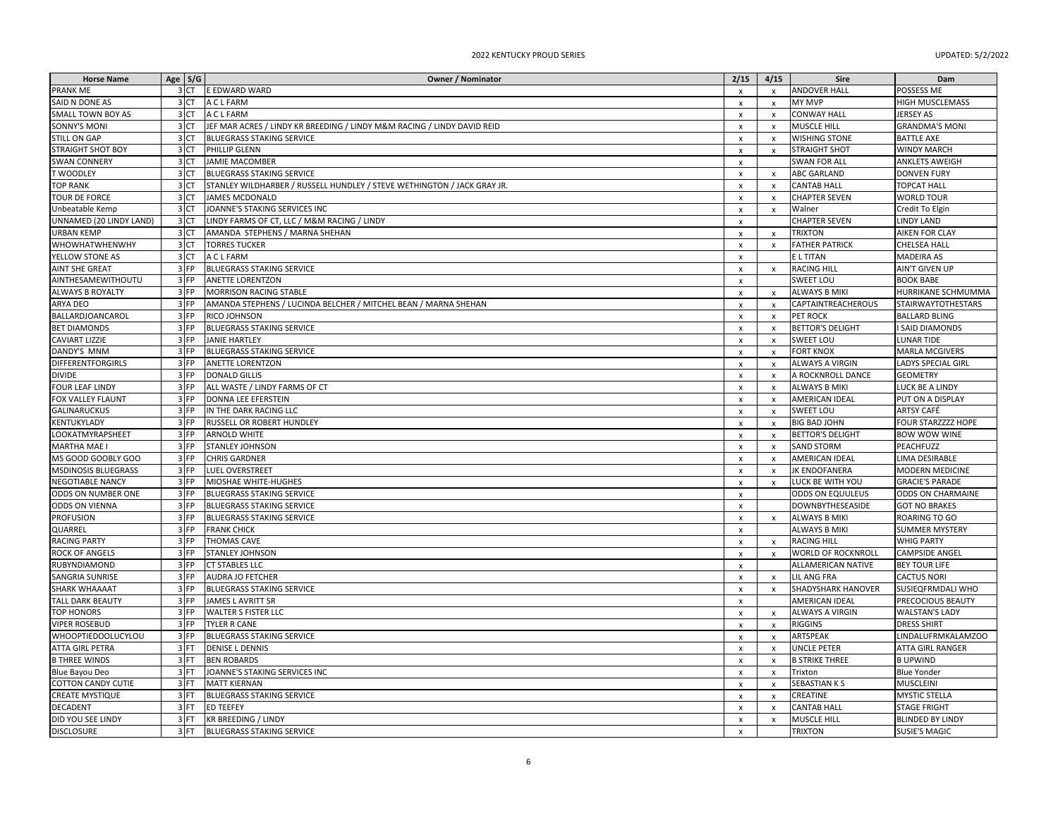| Horse Name | Age | S/G | Owner / Nominator | 2/15 | 4/15 | Sire | Dam |
|---|---|---|---|---|---|---|---|
| PRANK ME | 3 | CT | E EDWARD WARD | x | x | ANDOVER HALL | POSSESS ME |
| SAID N DONE AS | 3 | CT | A C L FARM | x | x | MY MVP | HIGH MUSCLEMASS |
| SMALL TOWN BOY AS | 3 | CT | A C L FARM | x | x | CONWAY HALL | JERSEY AS |
| SONNY'S MONI | 3 | CT | JEF MAR ACRES / LINDY KR BREEDING / LINDY M&M RACING / LINDY DAVID REID | x | x | MUSCLE HILL | GRANDMA'S MONI |
| STILL ON GAP | 3 | CT | BLUEGRASS STAKING SERVICE | x | x | WISHING STONE | BATTLE AXE |
| STRAIGHT SHOT BOY | 3 | CT | PHILLIP GLENN | x | x | STRAIGHT SHOT | WINDY MARCH |
| SWAN CONNERY | 3 | CT | JAMIE MACOMBER | x | | SWAN FOR ALL | ANKLETS AWEIGH |
| T WOODLEY | 3 | CT | BLUEGRASS STAKING SERVICE | x | x | ABC GARLAND | DONVEN FURY |
| TOP RANK | 3 | CT | STANLEY WILDHARBER / RUSSELL HUNDLEY / STEVE WETHINGTON / JACK GRAY JR. | x | x | CANTAB HALL | TOPCAT HALL |
| TOUR DE FORCE | 3 | CT | JAMES MCDONALD | x | x | CHAPTER SEVEN | WORLD TOUR |
| Unbeatable Kemp | 3 | CT | JOANNE'S STAKING SERVICES INC | x | x | Walner | Credit To Elgin |
| UNNAMED (20 LINDY LAND) | 3 | CT | LINDY FARMS OF CT, LLC / M&M RACING / LINDY | x | | CHAPTER SEVEN | LINDY LAND |
| URBAN KEMP | 3 | CT | AMANDA STEPHENS / MARNA SHEHAN | x | x | TRIXTON | AIKEN FOR CLAY |
| WHOWHATWHENWHY | 3 | CT | TORRES TUCKER | x | x | FATHER PATRICK | CHELSEA HALL |
| YELLOW STONE AS | 3 | CT | A C L FARM | x | | E L TITAN | MADEIRA AS |
| AINT SHE GREAT | 3 | FP | BLUEGRASS STAKING SERVICE | x | x | RACING HILL | AIN'T GIVEN UP |
| AINTHESAMEWITHOUTU | 3 | FP | ANETTE LORENTZON | x | | SWEET LOU | BOOK BABE |
| ALWAYS B ROYALTY | 3 | FP | MORRISON RACING STABLE | x | x | ALWAYS B MIKI | HURRIKANE SCHMUMMA |
| ARYA DEO | 3 | FP | AMANDA STEPHENS / LUCINDA BELCHER / MITCHEL BEAN / MARNA SHEHAN | x | x | CAPTAINTREACHEROUS | STAIRWAYTOTHESTARS |
| BALLARDJOANCAROL | 3 | FP | RICO JOHNSON | x | x | PET ROCK | BALLARD BLING |
| BET DIAMONDS | 3 | FP | BLUEGRASS STAKING SERVICE | x | x | BETTOR'S DELIGHT | I SAID DIAMONDS |
| CAVIART LIZZIE | 3 | FP | JANIE HARTLEY | x | x | SWEET LOU | LUNAR TIDE |
| DANDY'S MNM | 3 | FP | BLUEGRASS STAKING SERVICE | x | x | FORT KNOX | MARLA MCGIVERS |
| DIFFERENTFORGIRLS | 3 | FP | ANETTE LORENTZON | x | x | ALWAYS A VIRGIN | LADYS SPECIAL GIRL |
| DIVIDE | 3 | FP | DONALD GILLIS | x | x | A ROCKNROLL DANCE | GEOMETRY |
| FOUR LEAF LINDY | 3 | FP | ALL WASTE / LINDY FARMS OF CT | x | x | ALWAYS B MIKI | LUCK BE A LINDY |
| FOX VALLEY FLAUNT | 3 | FP | DONNA LEE EFERSTEIN | x | x | AMERICAN IDEAL | PUT ON A DISPLAY |
| GALINARUCKUS | 3 | FP | IN THE DARK RACING LLC | x | x | SWEET LOU | ARTSY CAFÉ |
| KENTUKYLADY | 3 | FP | RUSSELL OR ROBERT HUNDLEY | x | x | BIG BAD JOHN | FOUR STARZZZZ HOPE |
| LOOKATMYRAPSHEET | 3 | FP | ARNOLD WHITE | x | x | BETTOR'S DELIGHT | BOW WOW WINE |
| MARTHA MAE I | 3 | FP | STANLEY JOHNSON | x | x | SAND STORM | PEACHFUZZ |
| MS GOOD GOOBLY GOO | 3 | FP | CHRIS GARDNER | x | x | AMERICAN IDEAL | LIMA DESIRABLE |
| MSDINOSIS BLUEGRASS | 3 | FP | LUEL OVERSTREET | x | x | JK ENDOFANERA | MODERN MEDICINE |
| NEGOTIABLE NANCY | 3 | FP | MIOSHAE WHITE-HUGHES | x | x | LUCK BE WITH YOU | GRACIE'S PARADE |
| ODDS ON NUMBER ONE | 3 | FP | BLUEGRASS STAKING SERVICE | x | | ODDS ON EQUULEUS | ODDS ON CHARMAINE |
| ODDS ON VIENNA | 3 | FP | BLUEGRASS STAKING SERVICE | x | | DOWNBYTHESEASIDE | GOT NO BRAKES |
| PROFUSION | 3 | FP | BLUEGRASS STAKING SERVICE | x | x | ALWAYS B MIKI | ROARING TO GO |
| QUARREL | 3 | FP | FRANK CHICK | x | | ALWAYS B MIKI | SUMMER MYSTERY |
| RACING PARTY | 3 | FP | THOMAS CAVE | x | x | RACING HILL | WHIG PARTY |
| ROCK OF ANGELS | 3 | FP | STANLEY JOHNSON | x | x | WORLD OF ROCKNROLL | CAMPSIDE ANGEL |
| RUBYNDIAMOND | 3 | FP | CT STABLES LLC | x | | ALLAMERICAN NATIVE | BEY TOUR LIFE |
| SANGRIA SUNRISE | 3 | FP | AUDRA JO FETCHER | x | x | LIL ANG FRA | CACTUS NORI |
| SHARK WHAAAAT | 3 | FP | BLUEGRASS STAKING SERVICE | x | x | SHADYSHARK HANOVER | SUSIEQFRMDALI WHO |
| TALL DARK BEAUTY | 3 | FP | JAMES L AVRITT SR | x | | AMERICAN IDEAL | PRECOCIOUS BEAUTY |
| TOP HONORS | 3 | FP | WALTER S FISTER LLC | x | x | ALWAYS A VIRGIN | WALSTAN'S LADY |
| VIPER ROSEBUD | 3 | FP | TYLER R CANE | x | x | RIGGINS | DRESS SHIRT |
| WHOOPTIEDOOLUCYLOU | 3 | FP | BLUEGRASS STAKING SERVICE | x | x | ARTSPEAK | LINDALUFRMKALAMZOO |
| ATTA GIRL PETRA | 3 | FT | DENISE L DENNIS | x | x | UNCLE PETER | ATTA GIRL RANGER |
| B THREE WINDS | 3 | FT | BEN ROBARDS | x | x | B STRIKE THREE | B UPWIND |
| Blue Bayou Deo | 3 | FT | JOANNE'S STAKING SERVICES INC | x | x | Trixton | Blue Yonder |
| COTTON CANDY CUTIE | 3 | FT | MATT KIERNAN | x | x | SEBASTIAN K S | MUSCLEINI |
| CREATE MYSTIQUE | 3 | FT | BLUEGRASS STAKING SERVICE | x | x | CREATINE | MYSTIC STELLA |
| DECADENT | 3 | FT | ED TEEFEY | x | x | CANTAB HALL | STAGE FRIGHT |
| DID YOU SEE LINDY | 3 | FT | KR BREEDING / LINDY | x | x | MUSCLE HILL | BLINDED BY LINDY |
| DISCLOSURE | 3 | FT | BLUEGRASS STAKING SERVICE | x | | TRIXTON | SUSIE'S MAGIC |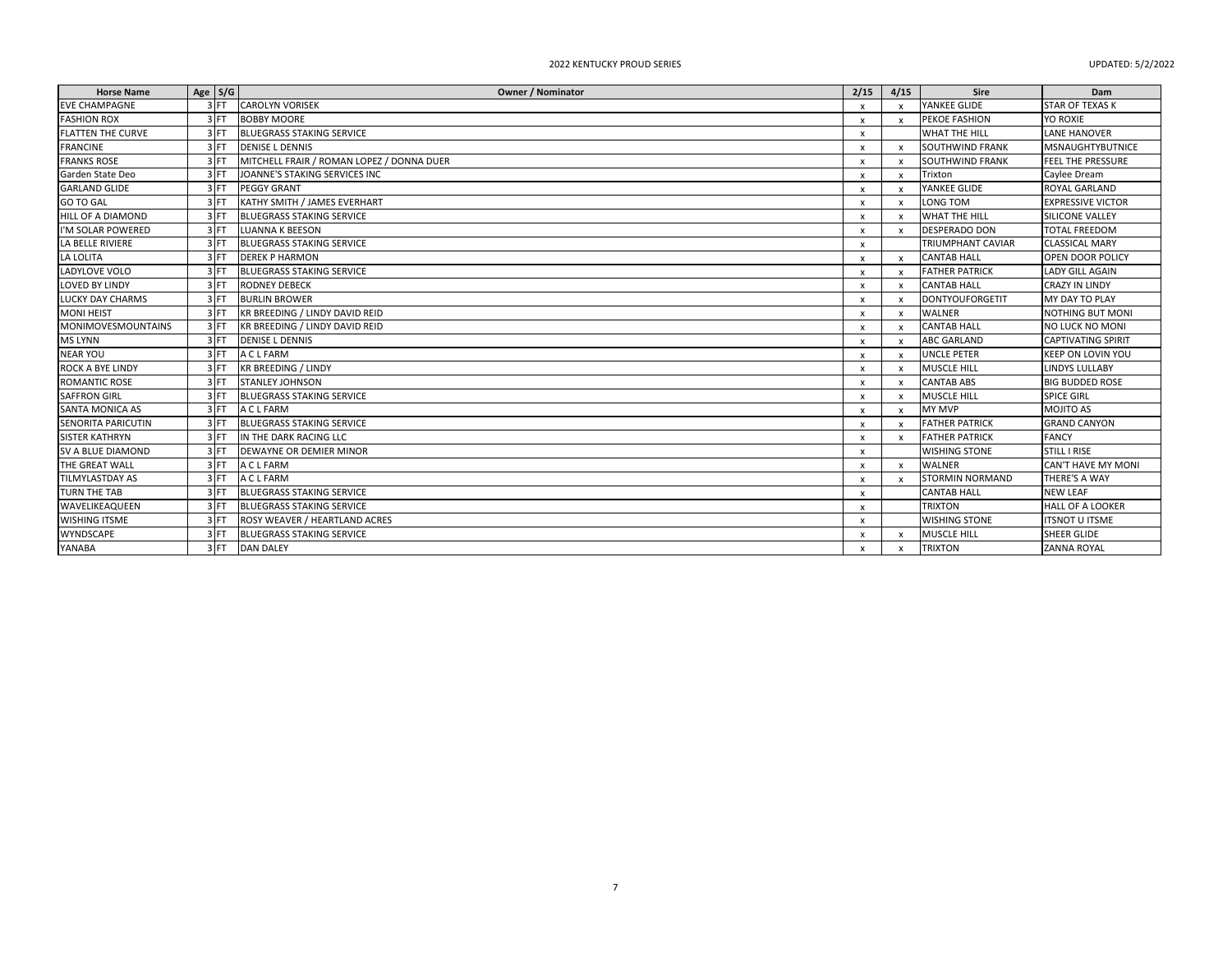| Horse Name | Age | S/G | Owner / Nominator | 2/15 | 4/15 | Sire | Dam |
|---|---|---|---|---|---|---|---|
| EVE CHAMPAGNE | 3 | FT | CAROLYN VORISEK | x | x | YANKEE GLIDE | STAR OF TEXAS K |
| FASHION ROX | 3 | FT | BOBBY MOORE | x | x | PEKOE FASHION | YO ROXIE |
| FLATTEN THE CURVE | 3 | FT | BLUEGRASS STAKING SERVICE | x | | WHAT THE HILL | LANE HANOVER |
| FRANCINE | 3 | FT | DENISE L DENNIS | x | x | SOUTHWIND FRANK | MSNAUGHTYBUTNICE |
| FRANKS ROSE | 3 | FT | MITCHELL FRAIR / ROMAN LOPEZ / DONNA DUER | x | x | SOUTHWIND FRANK | FEEL THE PRESSURE |
| Garden State Deo | 3 | FT | JOANNE'S STAKING SERVICES INC | x | x | Trixton | Caylee Dream |
| GARLAND GLIDE | 3 | FT | PEGGY GRANT | x | x | YANKEE GLIDE | ROYAL GARLAND |
| GO TO GAL | 3 | FT | KATHY SMITH / JAMES EVERHART | x | x | LONG TOM | EXPRESSIVE VICTOR |
| HILL OF A DIAMOND | 3 | FT | BLUEGRASS STAKING SERVICE | x | x | WHAT THE HILL | SILICONE VALLEY |
| I'M SOLAR POWERED | 3 | FT | LUANNA K BEESON | x | x | DESPERADO DON | TOTAL FREEDOM |
| LA BELLE RIVIERE | 3 | FT | BLUEGRASS STAKING SERVICE | x | | TRIUMPHANT CAVIAR | CLASSICAL MARY |
| LA LOLITA | 3 | FT | DEREK P HARMON | x | x | CANTAB HALL | OPEN DOOR POLICY |
| LADYLOVE VOLO | 3 | FT | BLUEGRASS STAKING SERVICE | x | x | FATHER PATRICK | LADY GILL AGAIN |
| LOVED BY LINDY | 3 | FT | RODNEY DEBECK | x | x | CANTAB HALL | CRAZY IN LINDY |
| LUCKY DAY CHARMS | 3 | FT | BURLIN BROWER | x | x | DONTYOUFORGETIT | MY DAY TO PLAY |
| MONI HEIST | 3 | FT | KR BREEDING / LINDY DAVID REID | x | x | WALNER | NOTHING BUT MONI |
| MONIMOVESMOUNTAINS | 3 | FT | KR BREEDING / LINDY DAVID REID | x | x | CANTAB HALL | NO LUCK NO MONI |
| MS LYNN | 3 | FT | DENISE L DENNIS | x | x | ABC GARLAND | CAPTIVATING SPIRIT |
| NEAR YOU | 3 | FT | A C L FARM | x | x | UNCLE PETER | KEEP ON LOVIN YOU |
| ROCK A BYE LINDY | 3 | FT | KR BREEDING / LINDY | x | x | MUSCLE HILL | LINDYS LULLABY |
| ROMANTIC ROSE | 3 | FT | STANLEY JOHNSON | x | x | CANTAB ABS | BIG BUDDED ROSE |
| SAFFRON GIRL | 3 | FT | BLUEGRASS STAKING SERVICE | x | x | MUSCLE HILL | SPICE GIRL |
| SANTA MONICA AS | 3 | FT | A C L FARM | x | x | MY MVP | MOJITO AS |
| SENORITA PARICUTIN | 3 | FT | BLUEGRASS STAKING SERVICE | x | x | FATHER PATRICK | GRAND CANYON |
| SISTER KATHRYN | 3 | FT | IN THE DARK RACING LLC | x | x | FATHER PATRICK | FANCY |
| SV A BLUE DIAMOND | 3 | FT | DEWAYNE OR DEMIER MINOR | x | | WISHING STONE | STILL I RISE |
| THE GREAT WALL | 3 | FT | A C L FARM | x | x | WALNER | CAN'T HAVE MY MONI |
| TILMYLASTDAY AS | 3 | FT | A C L FARM | x | x | STORMIN NORMAND | THERE'S A WAY |
| TURN THE TAB | 3 | FT | BLUEGRASS STAKING SERVICE | x | | CANTAB HALL | NEW LEAF |
| WAVELIKEAQUEEN | 3 | FT | BLUEGRASS STAKING SERVICE | x | | TRIXTON | HALL OF A LOOKER |
| WISHING ITSME | 3 | FT | ROSY WEAVER / HEARTLAND ACRES | x | | WISHING STONE | ITSNOT U ITSME |
| WYNDSCAPE | 3 | FT | BLUEGRASS STAKING SERVICE | x | x | MUSCLE HILL | SHEER GLIDE |
| YANABA | 3 | FT | DAN DALEY | x | x | TRIXTON | ZANNA ROYAL |